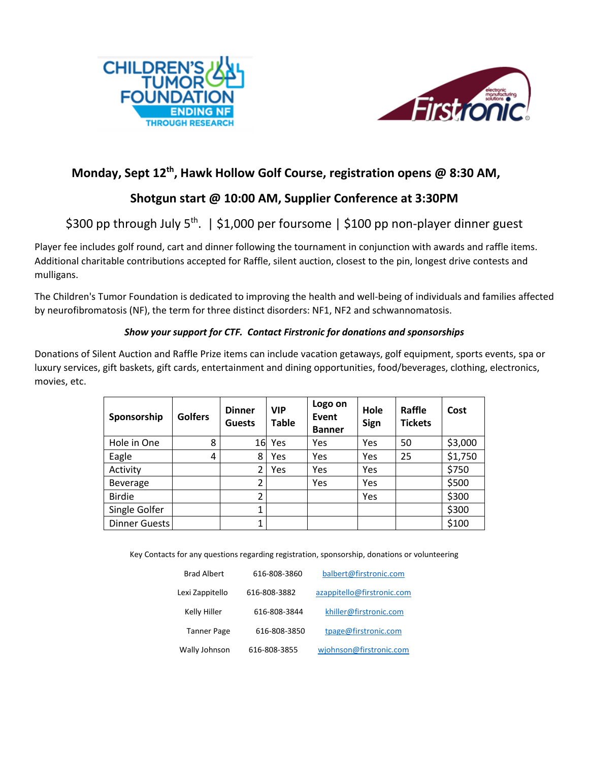**Monday, Sept 12th, Hawk Hollow Golf Course, registration opens @ 8:30 AM,**

**Shotgun start @ 10:00 AM, Supplier Conference at 3:30PM**

$300 pp through July 5th. | $1,000 per foursome | $100 pp non-player dinner guest

Player fee includes golf round, cart and dinner following the tournament in conjunction with awards and raffle items. Additional charitable contributions accepted for Raffle, silent auction, closest to the pin, longest drive contests and mulligans.

The Children's Tumor Foundation is dedicated to improving the health and well-being of individuals and families affected by neurofibromatosis (NF), the term for three distinct disorders: NF1, NF2 and schwannomatosis.

***Show your support for CTF. Contact Firstronic for donations and sponsorships***

Donations of Silent Auction and Raffle Prize items can include vacation getaways, golf equipment, sports events, spa or luxury services, gift baskets, gift cards, entertainment and dining opportunities, food/beverages, clothing, electronics, movies, etc.

| Sponsorship | Golfers | Dinner Guests | VIP Table | Logo on Event Banner | Hole Sign | Raffle Tickets | Cost |
|---|---|---|---|---|---|---|---|
| Hole in One | 8 | 16 | Yes | Yes | Yes | 50 | $3,000 |
| Eagle | 4 | 8 | Yes | Yes | Yes | 25 | $1,750 |
| Activity | | 2 | Yes | Yes | Yes | | $750 |
| Beverage | | 2 | | Yes | Yes | | $500 |
| Birdie | | 2 | | | Yes | | $300 |
| Single Golfer | | 1 | | | | | $300 |
| Dinner Guests | | 1 | | | | | $100 |

Key Contacts for any questions regarding registration, sponsorship, donations or volunteering

| | | |
|---|---|---|
| Brad Albert | 616-808-3860 | balbert@firstronic.com |
| Lexi Zappitello | 616-808-3882 | azappitello@firstronic.com |
| Kelly Hiller | 616-808-3844 | khiller@firstronic.com |
| Tanner Page | 616-808-3850 | tpage@firstronic.com |
| Wally Johnson | 616-808-3855 | wjohnson@firstronic.com |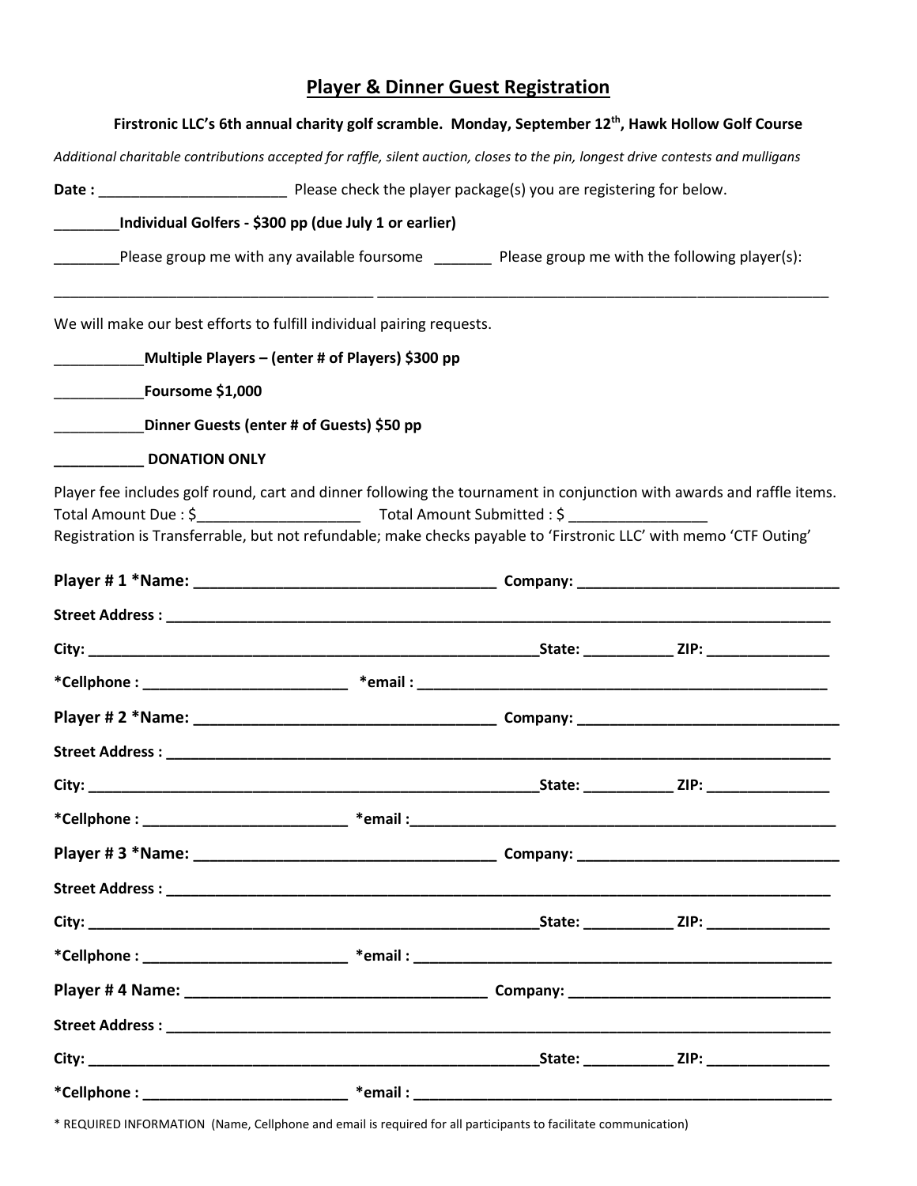## Player & Dinner Guest Registration

**Firstronic LLC's 6th annual charity golf scramble. Monday, September 12th, Hawk Hollow Golf Course**

*Additional charitable contributions accepted for raffle, silent auction, closes to the pin, longest drive contests and mulligans*

**Date :** _______________________ Please check the player package(s) you are registering for below.

________**Individual Golfers - $300 pp (due July 1 or earlier)**

________Please group me with any available foursome _______ Please group me with the following player(s):

________________________________________ _________________________________________________________

We will make our best efforts to fulfill individual pairing requests.

___________**Multiple Players – (enter # of Players) $300 pp**

___________**Foursome $1,000**

___________**Dinner Guests (enter # of Guests) $50 pp**

**___________ DONATION ONLY**

Player fee includes golf round, cart and dinner following the tournament in conjunction with awards and raffle items.
Total Amount Due : $____________________ Total Amount Submitted : $ _________________
Registration is Transferrable, but not refundable; make checks payable to 'Firstronic LLC' with memo 'CTF Outing'

**Player # 1 *Name: ___________________________________ Company: _______________________________**

**Street Address : ________________________________________________________________________________**

**City: _____________________________________________________State: ___________ ZIP: _______________**

***Cellphone : _________________________ *email : ___________________________________________________**

**Player # 2 *Name: ___________________________________ Company: _______________________________**

**Street Address : ________________________________________________________________________________**

**City: _____________________________________________________State: ___________ ZIP: _______________**

***Cellphone : _________________________ *email :____________________________________________________**

**Player # 3 *Name: ___________________________________ Company: _______________________________**

**Street Address : ________________________________________________________________________________**

**City: _____________________________________________________State: ___________ ZIP: _______________**

***Cellphone : _________________________ *email : ___________________________________________________**

**Player # 4 Name: ___________________________________ Company: _______________________________**

**Street Address : ________________________________________________________________________________**

**City: _____________________________________________________State: ___________ ZIP: _______________**

***Cellphone : _________________________ *email : ___________________________________________________**

* REQUIRED INFORMATION (Name, Cellphone and email is required for all participants to facilitate communication)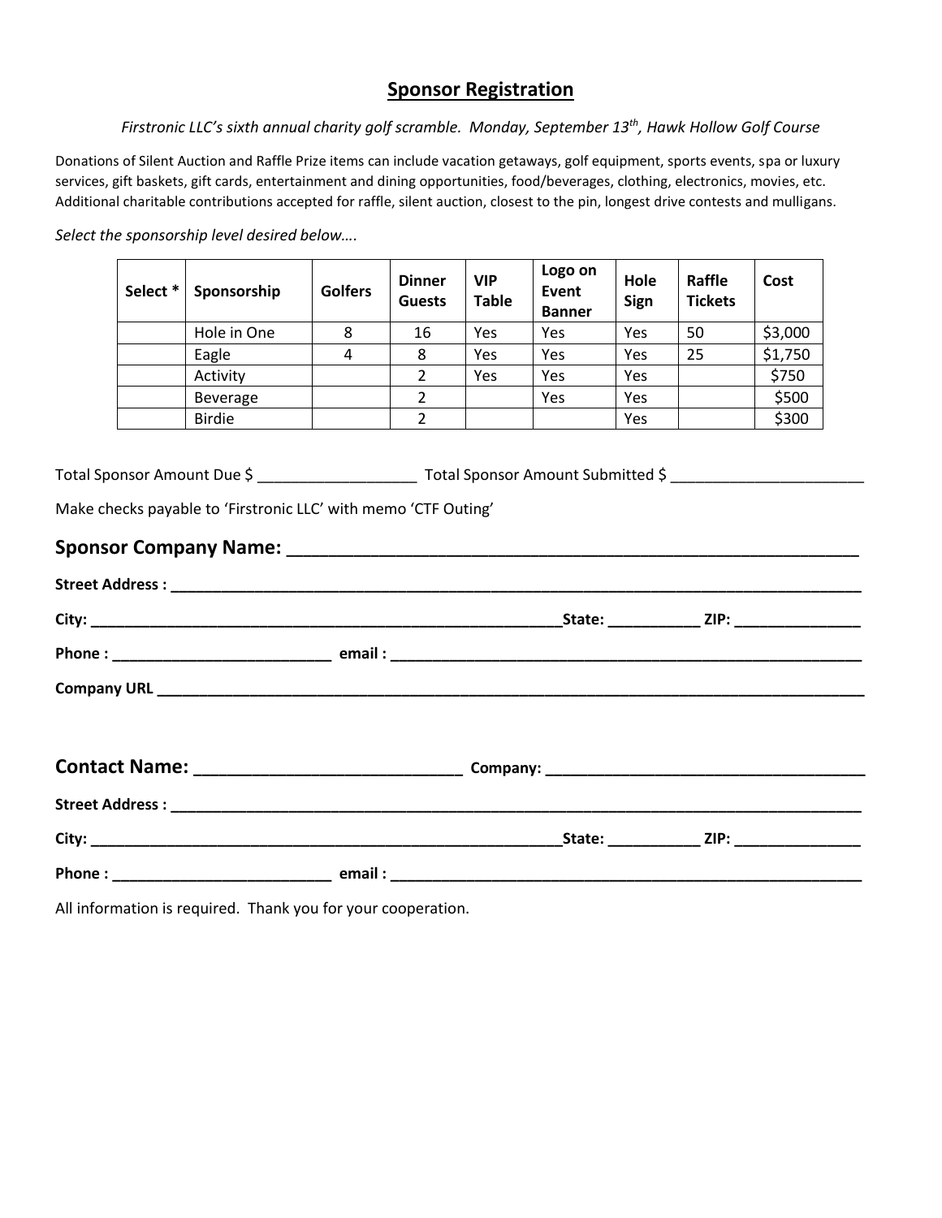## Sponsor Registration

*Firstronic LLC's sixth annual charity golf scramble. Monday, September 13th, Hawk Hollow Golf Course*

Donations of Silent Auction and Raffle Prize items can include vacation getaways, golf equipment, sports events, spa or luxury services, gift baskets, gift cards, entertainment and dining opportunities, food/beverages, clothing, electronics, movies, etc. Additional charitable contributions accepted for raffle, silent auction, closest to the pin, longest drive contests and mulligans.

*Select the sponsorship level desired below….*

| Select * | Sponsorship | Golfers | Dinner Guests | VIP Table | Logo on Event Banner | Hole Sign | Raffle Tickets | Cost |
|---|---|---|---|---|---|---|---|---|
| | Hole in One | 8 | 16 | Yes | Yes | Yes | 50 | $3,000 |
| | Eagle | 4 | 8 | Yes | Yes | Yes | 25 | $1,750 |
| | Activity | | 2 | Yes | Yes | Yes | | $750 |
| | Beverage | | 2 | | Yes | Yes | | $500 |
| | Birdie | | 2 | | | Yes | | $300 |

Total Sponsor Amount Due $ ___________________ Total Sponsor Amount Submitted $ _______________________

Make checks payable to 'Firstronic LLC' with memo 'CTF Outing'

**Sponsor Company Name: ___________________________________________________________**

**Street Address : ___________________________________________________________________________**

**City: ___________________________________________________State: ___________ ZIP: _______________**

**Phone : __________________________ email : ____________________________________________________**

**Company URL ______________________________________________________________________________**

**Contact Name: ___________________________ Company: ___________________________________**

**Street Address : ___________________________________________________________________________**

**City: ___________________________________________________State: ___________ ZIP: _______________**

**Phone : __________________________ email : ____________________________________________________**

All information is required. Thank you for your cooperation.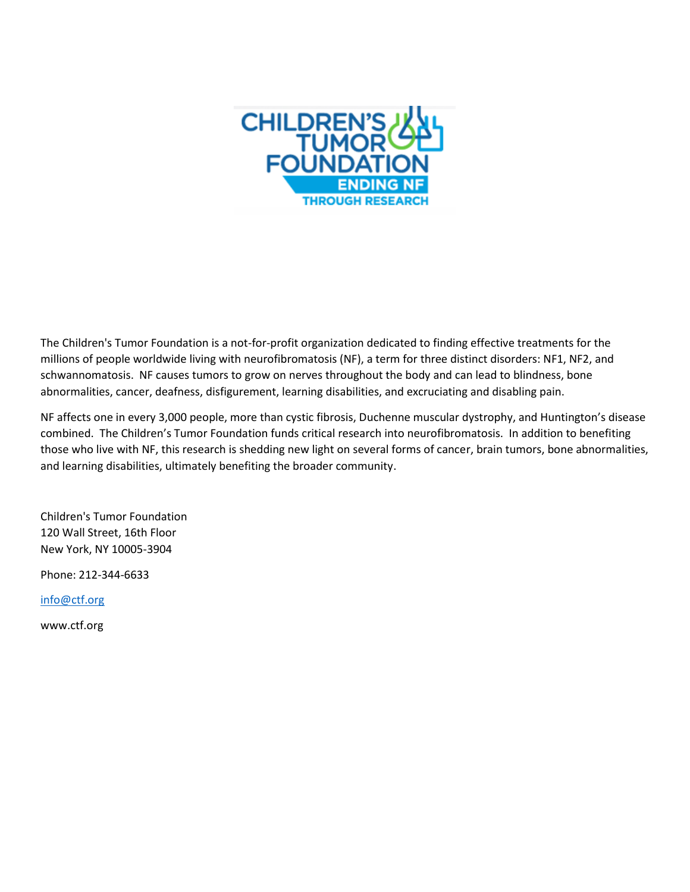CHILDREN'S TUMOR FOUNDATION
ENDING NF THROUGH RESEARCH

The Children's Tumor Foundation is a not-for-profit organization dedicated to finding effective treatments for the millions of people worldwide living with neurofibromatosis (NF), a term for three distinct disorders: NF1, NF2, and schwannomatosis. NF causes tumors to grow on nerves throughout the body and can lead to blindness, bone abnormalities, cancer, deafness, disfigurement, learning disabilities, and excruciating and disabling pain.

NF affects one in every 3,000 people, more than cystic fibrosis, Duchenne muscular dystrophy, and Huntington's disease combined. The Children's Tumor Foundation funds critical research into neurofibromatosis. In addition to benefiting those who live with NF, this research is shedding new light on several forms of cancer, brain tumors, bone abnormalities, and learning disabilities, ultimately benefiting the broader community.

Children's Tumor Foundation
120 Wall Street, 16th Floor
New York, NY 10005-3904

Phone: 212-344-6633

info@ctf.org

www.ctf.org